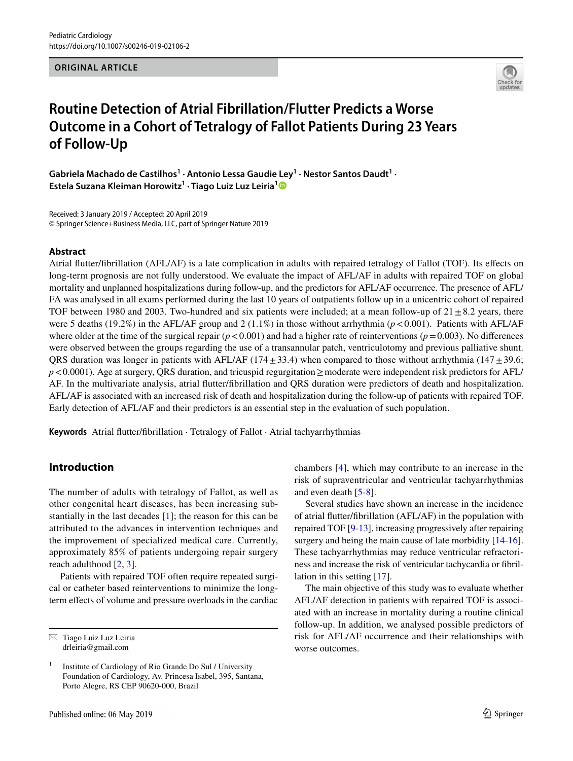ORIGINAL ARTICLE

# Routine Detection of Atrial Fibrillation/Flutter Predicts a Worse Outcome in a Cohort of Tetralogy of Fallot Patients During 23 Years of Follow-Up

**Gabriela Machado de Castilhos[1] · Antonio Lessa Gaudie Ley[1] · Nestor Santos Daudt[1] · Estela Suzana Kleiman Horowitz[1] · Tiago Luiz Luz Leiria[1]**

Received: 3 January 2019 / Accepted: 20 April 2019
© Springer Science+Business Media, LLC, part of Springer Nature 2019

## Abstract

Atrial flutter/fibrillation (AFL/AF) is a late complication in adults with repaired tetralogy of Fallot (TOF). Its effects on long-term prognosis are not fully understood. We evaluate the impact of AFL/AF in adults with repaired TOF on global mortality and unplanned hospitalizations during follow-up, and the predictors for AFL/AF occurrence. The presence of AFL/FA was analysed in all exams performed during the last 10 years of outpatients follow up in a unicentric cohort of repaired TOF between 1980 and 2003. Two-hundred and six patients were included; at a mean follow-up of $21 \pm 8.2$ years, there were 5 deaths (19.2%) in the AFL/AF group and 2 (1.1%) in those without arrhythmia ($p < 0.001$). Patients with AFL/AF where older at the time of the surgical repair ($p < 0.001$) and had a higher rate of reinterventions ($p = 0.003$). No differences were observed between the groups regarding the use of a transannular patch, ventriculotomy and previous palliative shunt. QRS duration was longer in patients with AFL/AF ($174 \pm 33.4$) when compared to those without arrhythmia ($147 \pm 39.6$; $p < 0.0001$). Age at surgery, QRS duration, and tricuspid regurgitation $\geq$ moderate were independent risk predictors for AFL/AF. In the multivariate analysis, atrial flutter/fibrillation and QRS duration were predictors of death and hospitalization. AFL/AF is associated with an increased risk of death and hospitalization during the follow-up of patients with repaired TOF. Early detection of AFL/AF and their predictors is an essential step in the evaluation of such population.

**Keywords** Atrial flutter/fibrillation · Tetralogy of Fallot · Atrial tachyarrhythmias

## Introduction

The number of adults with tetralogy of Fallot, as well as other congenital heart diseases, has been increasing substantially in the last decades [1]; the reason for this can be attributed to the advances in intervention techniques and the improvement of specialized medical care. Currently, approximately 85% of patients undergoing repair surgery reach adulthood [2, 3].

Patients with repaired TOF often require repeated surgical or catheter based reinterventions to minimize the long-term effects of volume and pressure overloads in the cardiac chambers [4], which may contribute to an increase in the risk of supraventricular and ventricular tachyarrhythmias and even death [5-8].

Several studies have shown an increase in the incidence of atrial flutter/fibrillation (AFL/AF) in the population with repaired TOF [9-13], increasing progressively after repairing surgery and being the main cause of late morbidity [14-16]. These tachyarrhythmias may reduce ventricular refractoriness and increase the risk of ventricular tachycardia or fibrillation in this setting [17].

The main objective of this study was to evaluate whether AFL/AF detection in patients with repaired TOF is associated with an increase in mortality during a routine clinical follow-up. In addition, we analysed possible predictors of risk for AFL/AF occurrence and their relationships with worse outcomes.

✉ Tiago Luiz Luz Leiria
drleiria@gmail.com

[1] Institute of Cardiology of Rio Grande Do Sul / University Foundation of Cardiology, Av. Princesa Isabel, 395, Santana, Porto Alegre, RS CEP 90620-000, Brazil

Published online: 06 May 2019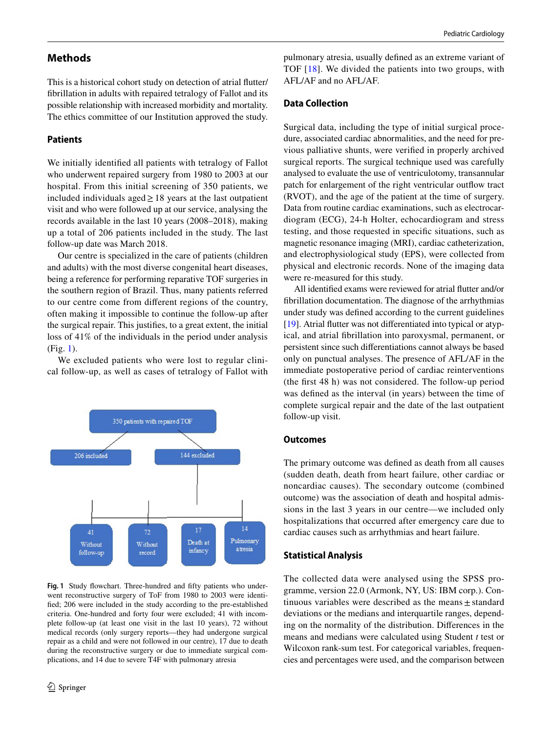## Methods

This is a historical cohort study on detection of atrial flutter/fibrillation in adults with repaired tetralogy of Fallot and its possible relationship with increased morbidity and mortality. The ethics committee of our Institution approved the study.

### Patients

We initially identified all patients with tetralogy of Fallot who underwent repaired surgery from 1980 to 2003 at our hospital. From this initial screening of 350 patients, we included individuals aged ≥ 18 years at the last outpatient visit and who were followed up at our service, analysing the records available in the last 10 years (2008–2018), making up a total of 206 patients included in the study. The last follow-up date was March 2018.

Our centre is specialized in the care of patients (children and adults) with the most diverse congenital heart diseases, being a reference for performing reparative TOF surgeries in the southern region of Brazil. Thus, many patients referred to our centre come from different regions of the country, often making it impossible to continue the follow-up after the surgical repair. This justifies, to a great extent, the initial loss of 41% of the individuals in the period under analysis (Fig. 1).

We excluded patients who were lost to regular clinical follow-up, as well as cases of tetralogy of Fallot with pulmonary atresia, usually defined as an extreme variant of TOF [18]. We divided the patients into two groups, with AFL/AF and no AFL/AF.

350 patients with repaired TOF → 206 included; 144 excluded → 41 Without follow-up; 72 Without record; 17 Death at infancy; 14 Pulmonary atresia

**Fig. 1** Study flowchart. Three-hundred and fifty patients who underwent reconstructive surgery of ToF from 1980 to 2003 were identified; 206 were included in the study according to the pre-established criteria. One-hundred and forty four were excluded; 41 with incomplete follow-up (at least one visit in the last 10 years), 72 without medical records (only surgery reports—they had undergone surgical repair as a child and were not followed in our centre), 17 due to death during the reconstructive surgery or due to immediate surgical complications, and 14 due to severe T4F with pulmonary atresia

### Data Collection

Surgical data, including the type of initial surgical procedure, associated cardiac abnormalities, and the need for previous palliative shunts, were verified in properly archived surgical reports. The surgical technique used was carefully analysed to evaluate the use of ventriculotomy, transannular patch for enlargement of the right ventricular outflow tract (RVOT), and the age of the patient at the time of surgery. Data from routine cardiac examinations, such as electrocardiogram (ECG), 24-h Holter, echocardiogram and stress testing, and those requested in specific situations, such as magnetic resonance imaging (MRI), cardiac catheterization, and electrophysiological study (EPS), were collected from physical and electronic records. None of the imaging data were re-measured for this study.

All identified exams were reviewed for atrial flutter and/or fibrillation documentation. The diagnose of the arrhythmias under study was defined according to the current guidelines [19]. Atrial flutter was not differentiated into typical or atypical, and atrial fibrillation into paroxysmal, permanent, or persistent since such differentiations cannot always be based only on punctual analyses. The presence of AFL/AF in the immediate postoperative period of cardiac reinterventions (the first 48 h) was not considered. The follow-up period was defined as the interval (in years) between the time of complete surgical repair and the date of the last outpatient follow-up visit.

### Outcomes

The primary outcome was defined as death from all causes (sudden death, death from heart failure, other cardiac or noncardiac causes). The secondary outcome (combined outcome) was the association of death and hospital admissions in the last 3 years in our centre—we included only hospitalizations that occurred after emergency care due to cardiac causes such as arrhythmias and heart failure.

### Statistical Analysis

The collected data were analysed using the SPSS programme, version 22.0 (Armonk, NY, US: IBM corp.). Continuous variables were described as the means ± standard deviations or the medians and interquartile ranges, depending on the normality of the distribution. Differences in the means and medians were calculated using Student *t* test or Wilcoxon rank-sum test. For categorical variables, frequencies and percentages were used, and the comparison between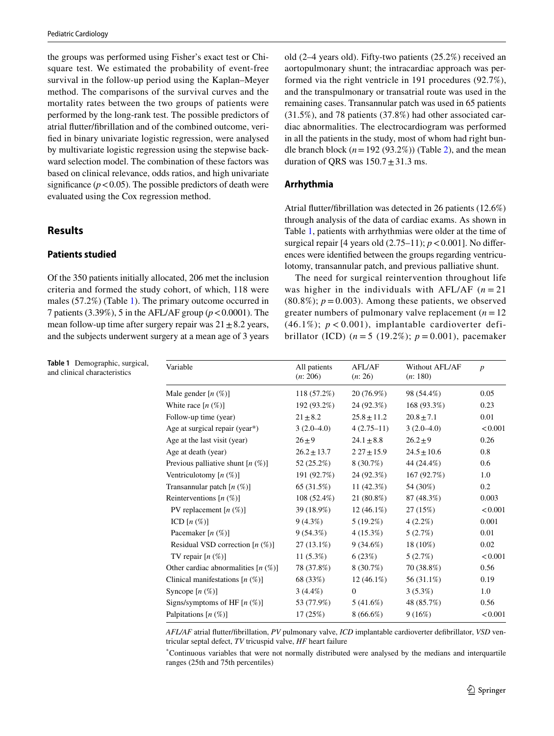the groups was performed using Fisher's exact test or Chi-square test. We estimated the probability of event-free survival in the follow-up period using the Kaplan–Meyer method. The comparisons of the survival curves and the mortality rates between the two groups of patients were performed by the long-rank test. The possible predictors of atrial flutter/fibrillation and of the combined outcome, verified in binary univariate logistic regression, were analysed by multivariate logistic regression using the stepwise backward selection model. The combination of these factors was based on clinical relevance, odds ratios, and high univariate significance ($p < 0.05$). The possible predictors of death were evaluated using the Cox regression method.

## Results

### Patients studied

Of the 350 patients initially allocated, 206 met the inclusion criteria and formed the study cohort, of which, 118 were males (57.2%) (Table 1). The primary outcome occurred in 7 patients (3.39%), 5 in the AFL/AF group ($p < 0.0001$). The mean follow-up time after surgery repair was $21 \pm 8.2$ years, and the subjects underwent surgery at a mean age of 3 years old (2–4 years old). Fifty-two patients (25.2%) received an aortopulmonary shunt; the intracardiac approach was performed via the right ventricle in 191 procedures (92.7%), and the transpulmonary or transatrial route was used in the remaining cases. Transannular patch was used in 65 patients (31.5%), and 78 patients (37.8%) had other associated cardiac abnormalities. The electrocardiogram was performed in all the patients in the study, most of whom had right bundle branch block ($n = 192$ (93.2%)) (Table 2), and the mean duration of QRS was $150.7 \pm 31.3$ ms.

### Arrhythmia

Atrial flutter/fibrillation was detected in 26 patients (12.6%) through analysis of the data of cardiac exams. As shown in Table 1, patients with arrhythmias were older at the time of surgical repair [4 years old (2.75–11); $p < 0.001$]. No differences were identified between the groups regarding ventriculotomy, transannular patch, and previous palliative shunt.

The need for surgical reintervention throughout life was higher in the individuals with AFL/AF ($n = 21$ (80.8%); $p = 0.003$). Among these patients, we observed greater numbers of pulmonary valve replacement ($n = 12$ (46.1%); $p < 0.001$), implantable cardioverter defibrillator (ICD) ($n = 5$ (19.2%); $p = 0.001$), pacemaker

**Table 1** Demographic, surgical, and clinical characteristics

| Variable | All patients (*n*: 206) | AFL/AF (*n*: 26) | Without AFL/AF (*n*: 180) | *p* |
|---|---|---|---|---|
| Male gender [*n* (%)] | 118 (57.2%) | 20 (76.9%) | 98 (54.4%) | 0.05 |
| White race [*n* (%)] | 192 (93.2%) | 24 (92.3%) | 168 (93.3%) | 0.23 |
| Follow-up time (year) | $21 \pm 8.2$ | $25.8 \pm 11.2$ | $20.8 \pm 7.1$ | 0.01 |
| Age at surgical repair (year*) | 3 (2.0–4.0) | 4 (2.75–11) | 3 (2.0–4.0) | < 0.001 |
| Age at the last visit (year) | $26 \pm 9$ | $24.1 \pm 8.8$ | $26.2 \pm 9$ | 0.26 |
| Age at death (year) | $26.2 \pm 13.7$ | $2\ 27 \pm 15.9$ | $24.5 \pm 10.6$ | 0.8 |
| Previous palliative shunt [*n* (%)] | 52 (25.2%) | 8 (30.7%) | 44 (24.4%) | 0.6 |
| Ventriculotomy [*n* (%)] | 191 (92.7%) | 24 (92.3%) | 167 (92.7%) | 1.0 |
| Transannular patch [*n* (%)] | 65 (31.5%) | 11 (42.3%) | 54 (30%) | 0.2 |
| Reinterventions [*n* (%)] | 108 (52.4%) | 21 (80.8%) | 87 (48.3%) | 0.003 |
| PV replacement [*n* (%)] | 39 (18.9%) | 12 (46.1%) | 27 (15%) | < 0.001 |
| ICD [*n* (%)] | 9 (4.3%) | 5 (19.2%) | 4 (2.2%) | 0.001 |
| Pacemaker [*n* (%)] | 9 (54.3%) | 4 (15.3%) | 5 (2.7%) | 0.01 |
| Residual VSD correction [*n* (%)] | 27 (13.1%) | 9 (34.6%) | 18 (10%) | 0.02 |
| TV repair [*n* (%)] | 11 (5.3%) | 6 (23%) | 5 (2.7%) | < 0.001 |
| Other cardiac abnormalities [*n* (%)] | 78 (37.8%) | 8 (30.7%) | 70 (38.8%) | 0.56 |
| Clinical manifestations [*n* (%)] | 68 (33%) | 12 (46.1%) | 56 (31.1%) | 0.19 |
| Syncope [*n* (%)] | 3 (4.4%) | 0 | 3 (5.3%) | 1.0 |
| Signs/symptoms of HF [*n* (%)] | 53 (77.9%) | 5 (41.6%) | 48 (85.7%) | 0.56 |
| Palpitations [*n* (%)] | 17 (25%) | 8 (66.6%) | 9 (16%) | < 0.001 |

*AFL/AF* atrial flutter/fibrillation, *PV* pulmonary valve, *ICD* implantable cardioverter defibrillator, *VSD* ventricular septal defect, *TV* tricuspid valve, *HF* heart failure

*Continuous variables that were not normally distributed were analysed by the medians and interquartile ranges (25th and 75th percentiles)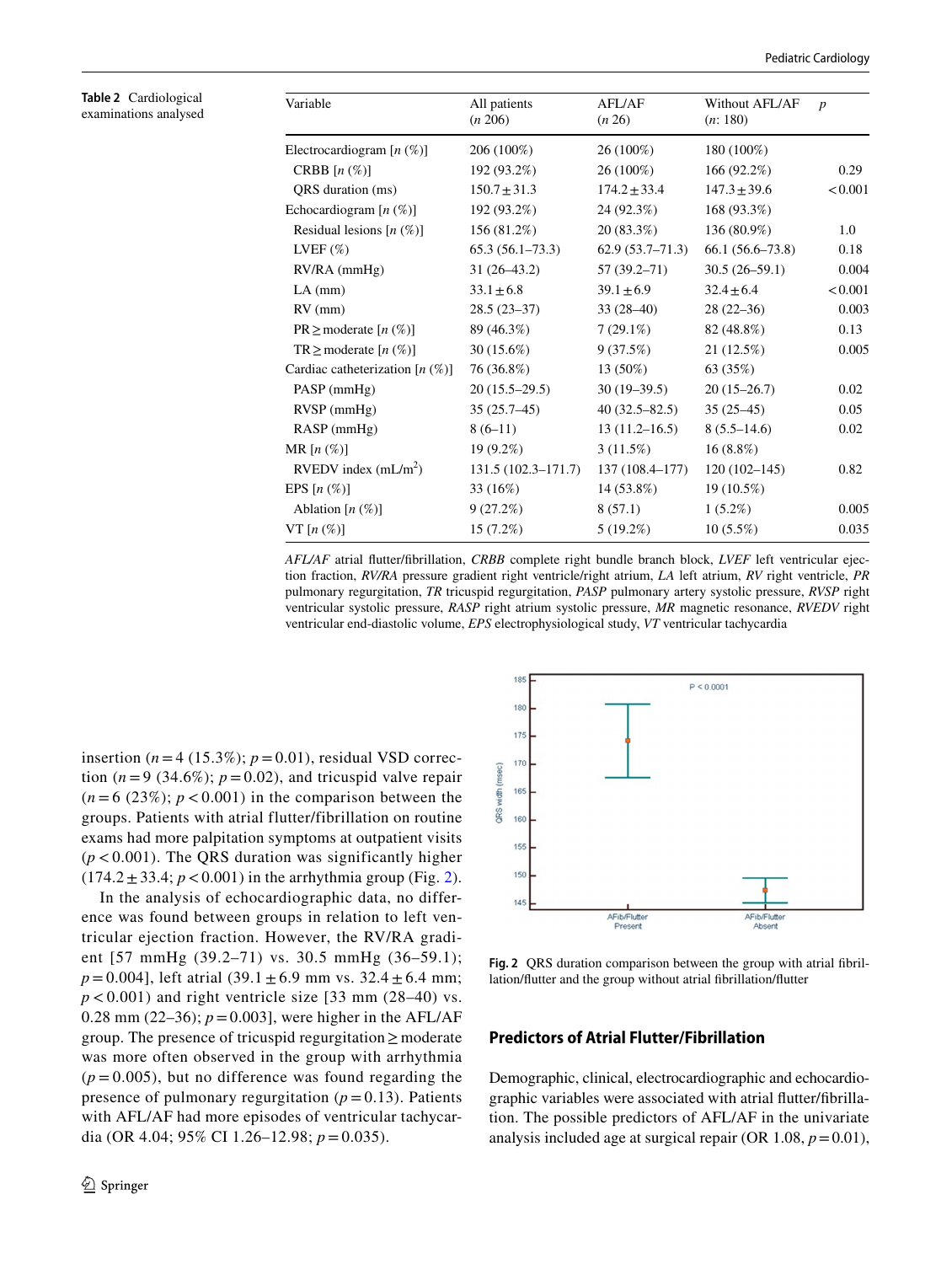**Table 2** Cardiological examinations analysed

| Variable | All patients (*n* 206) | AFL/AF (*n* 26) | Without AFL/AF (*n*: 180) | *p* |
|---|---|---|---|---|
| Electrocardiogram [*n* (%)] | 206 (100%) | 26 (100%) | 180 (100%) | |
| CRBB [*n* (%)] | 192 (93.2%) | 26 (100%) | 166 (92.2%) | 0.29 |
| QRS duration (ms) | 150.7 ± 31.3 | 174.2 ± 33.4 | 147.3 ± 39.6 | < 0.001 |
| Echocardiogram [*n* (%)] | 192 (93.2%) | 24 (92.3%) | 168 (93.3%) | |
| Residual lesions [*n* (%)] | 156 (81.2%) | 20 (83.3%) | 136 (80.9%) | 1.0 |
| LVEF (%) | 65.3 (56.1–73.3) | 62.9 (53.7–71.3) | 66.1 (56.6–73.8) | 0.18 |
| RV/RA (mmHg) | 31 (26–43.2) | 57 (39.2–71) | 30.5 (26–59.1) | 0.004 |
| LA (mm) | 33.1 ± 6.8 | 39.1 ± 6.9 | 32.4 ± 6.4 | < 0.001 |
| RV (mm) | 28.5 (23–37) | 33 (28–40) | 28 (22–36) | 0.003 |
| PR ≥ moderate [*n* (%)] | 89 (46.3%) | 7 (29.1%) | 82 (48.8%) | 0.13 |
| TR ≥ moderate [*n* (%)] | 30 (15.6%) | 9 (37.5%) | 21 (12.5%) | 0.005 |
| Cardiac catheterization [*n* (%)] | 76 (36.8%) | 13 (50%) | 63 (35%) | |
| PASP (mmHg) | 20 (15.5–29.5) | 30 (19–39.5) | 20 (15–26.7) | 0.02 |
| RVSP (mmHg) | 35 (25.7–45) | 40 (32.5–82.5) | 35 (25–45) | 0.05 |
| RASP (mmHg) | 8 (6–11) | 13 (11.2–16.5) | 8 (5.5–14.6) | 0.02 |
| MR [*n* (%)] | 19 (9.2%) | 3 (11.5%) | 16 (8.8%) | |
| RVEDV index (mL/m$^2$) | 131.5 (102.3–171.7) | 137 (108.4–177) | 120 (102–145) | 0.82 |
| EPS [*n* (%)] | 33 (16%) | 14 (53.8%) | 19 (10.5%) | |
| Ablation [*n* (%)] | 9 (27.2%) | 8 (57.1) | 1 (5.2%) | 0.005 |
| VT [*n* (%)] | 15 (7.2%) | 5 (19.2%) | 10 (5.5%) | 0.035 |

*AFL/AF* atrial flutter/fibrillation, *CRBB* complete right bundle branch block, *LVEF* left ventricular ejection fraction, *RV/RA* pressure gradient right ventricle/right atrium, *LA* left atrium, *RV* right ventricle, *PR* pulmonary regurgitation, *TR* tricuspid regurgitation, *PASP* pulmonary artery systolic pressure, *RVSP* right ventricular systolic pressure, *RASP* right atrium systolic pressure, *MR* magnetic resonance, *RVEDV* right ventricular end-diastolic volume, *EPS* electrophysiological study, *VT* ventricular tachycardia

insertion ($n = 4$ (15.3%); $p = 0.01$), residual VSD correction ($n = 9$ (34.6%); $p = 0.02$), and tricuspid valve repair ($n = 6$ (23%); $p < 0.001$) in the comparison between the groups. Patients with atrial flutter/fibrillation on routine exams had more palpitation symptoms at outpatient visits ($p < 0.001$). The QRS duration was significantly higher (174.2 ± 33.4; $p < 0.001$) in the arrhythmia group (Fig. 2).

In the analysis of echocardiographic data, no difference was found between groups in relation to left ventricular ejection fraction. However, the RV/RA gradient [57 mmHg (39.2–71) vs. 30.5 mmHg (36–59.1); $p = 0.004$], left atrial (39.1 ± 6.9 mm vs. 32.4 ± 6.4 mm; $p < 0.001$) and right ventricle size [33 mm (28–40) vs. 0.28 mm (22–36); $p = 0.003$], were higher in the AFL/AF group. The presence of tricuspid regurgitation ≥ moderate was more often observed in the group with arrhythmia ($p = 0.005$), but no difference was found regarding the presence of pulmonary regurgitation ($p = 0.13$). Patients with AFL/AF had more episodes of ventricular tachycardia (OR 4.04; 95% CI 1.26–12.98; $p = 0.035$).

**Fig. 2** QRS duration comparison between the group with atrial fibrillation/flutter and the group without atrial fibrillation/flutter

## Predictors of Atrial Flutter/Fibrillation

Demographic, clinical, electrocardiographic and echocardiographic variables were associated with atrial flutter/fibrillation. The possible predictors of AFL/AF in the univariate analysis included age at surgical repair (OR 1.08, $p = 0.01$),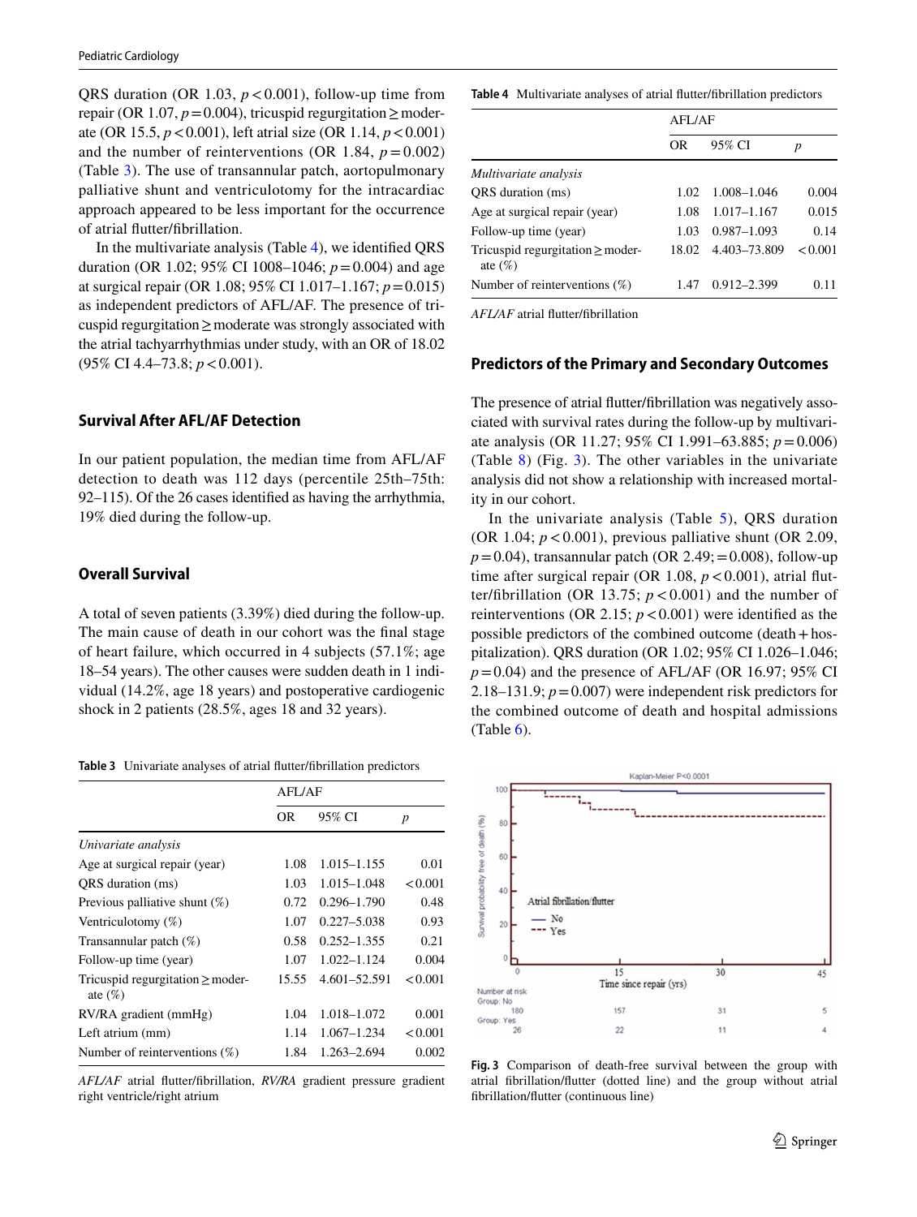QRS duration (OR 1.03, $p < 0.001$), follow-up time from repair (OR 1.07, $p = 0.004$), tricuspid regurgitation ≥ moderate (OR 15.5, $p < 0.001$), left atrial size (OR 1.14, $p < 0.001$) and the number of reinterventions (OR 1.84, $p = 0.002$) (Table 3). The use of transannular patch, aortopulmonary palliative shunt and ventriculotomy for the intracardiac approach appeared to be less important for the occurrence of atrial flutter/fibrillation.

In the multivariate analysis (Table 4), we identified QRS duration (OR 1.02; 95% CI 1008–1046; $p = 0.004$) and age at surgical repair (OR 1.08; 95% CI 1.017–1.167; $p = 0.015$) as independent predictors of AFL/AF. The presence of tricuspid regurgitation ≥ moderate was strongly associated with the atrial tachyarrhythmias under study, with an OR of 18.02 (95% CI 4.4–73.8; $p < 0.001$).

## Survival After AFL/AF Detection

In our patient population, the median time from AFL/AF detection to death was 112 days (percentile 25th–75th: 92–115). Of the 26 cases identified as having the arrhythmia, 19% died during the follow-up.

## Overall Survival

A total of seven patients (3.39%) died during the follow-up. The main cause of death in our cohort was the final stage of heart failure, which occurred in 4 subjects (57.1%; age 18–54 years). The other causes were sudden death in 1 individual (14.2%, age 18 years) and postoperative cardiogenic shock in 2 patients (28.5%, ages 18 and 32 years).

**Table 3** Univariate analyses of atrial flutter/fibrillation predictors

| | AFL/AF | | |
|---|---|---|---|
| | OR | 95% CI | *p* |
| *Univariate analysis* | | | |
| Age at surgical repair (year) | 1.08 | 1.015–1.155 | 0.01 |
| QRS duration (ms) | 1.03 | 1.015–1.048 | < 0.001 |
| Previous palliative shunt (%) | 0.72 | 0.296–1.790 | 0.48 |
| Ventriculotomy (%) | 1.07 | 0.227–5.038 | 0.93 |
| Transannular patch (%) | 0.58 | 0.252–1.355 | 0.21 |
| Follow-up time (year) | 1.07 | 1.022–1.124 | 0.004 |
| Tricuspid regurgitation ≥ moderate (%) | 15.55 | 4.601–52.591 | < 0.001 |
| RV/RA gradient (mmHg) | 1.04 | 1.018–1.072 | 0.001 |
| Left atrium (mm) | 1.14 | 1.067–1.234 | < 0.001 |
| Number of reinterventions (%) | 1.84 | 1.263–2.694 | 0.002 |

*AFL/AF* atrial flutter/fibrillation, *RV/RA* gradient pressure gradient right ventricle/right atrium

**Table 4** Multivariate analyses of atrial flutter/fibrillation predictors

| | AFL/AF | | |
|---|---|---|---|
| | OR | 95% CI | *p* |
| *Multivariate analysis* | | | |
| QRS duration (ms) | 1.02 | 1.008–1.046 | 0.004 |
| Age at surgical repair (year) | 1.08 | 1.017–1.167 | 0.015 |
| Follow-up time (year) | 1.03 | 0.987–1.093 | 0.14 |
| Tricuspid regurgitation ≥ moderate (%) | 18.02 | 4.403–73.809 | < 0.001 |
| Number of reinterventions (%) | 1.47 | 0.912–2.399 | 0.11 |

*AFL/AF* atrial flutter/fibrillation

## Predictors of the Primary and Secondary Outcomes

The presence of atrial flutter/fibrillation was negatively associated with survival rates during the follow-up by multivariate analysis (OR 11.27; 95% CI 1.991–63.885; $p = 0.006$) (Table 8) (Fig. 3). The other variables in the univariate analysis did not show a relationship with increased mortality in our cohort.

In the univariate analysis (Table 5), QRS duration (OR 1.04; $p < 0.001$), previous palliative shunt (OR 2.09, $p = 0.04$), transannular patch (OR 2.49; = 0.008), follow-up time after surgical repair (OR 1.08, $p < 0.001$), atrial flutter/fibrillation (OR 13.75; $p < 0.001$) and the number of reinterventions (OR 2.15; $p < 0.001$) were identified as the possible predictors of the combined outcome (death + hospitalization). QRS duration (OR 1.02; 95% CI 1.026–1.046; $p = 0.04$) and the presence of AFL/AF (OR 16.97; 95% CI 2.18–131.9; $p = 0.007$) were independent risk predictors for the combined outcome of death and hospital admissions (Table 6).

**Fig. 3** Comparison of death-free survival between the group with atrial fibrillation/flutter (dotted line) and the group without atrial fibrillation/flutter (continuous line)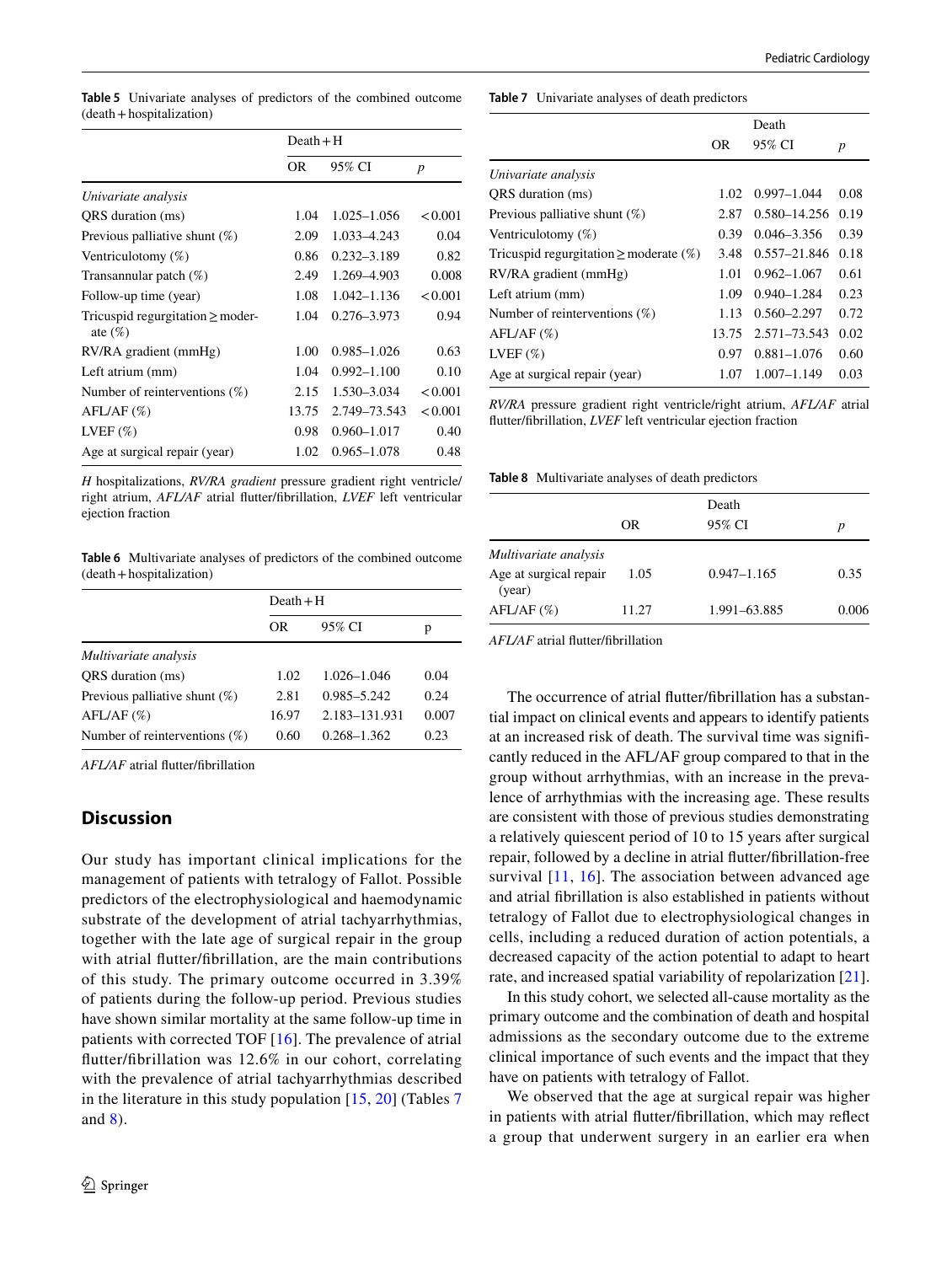**Table 5** Univariate analyses of predictors of the combined outcome (death + hospitalization)

| | Death + H | | |
|---|---|---|---|
| | OR | 95% CI | *p* |
| *Univariate analysis* | | | |
| QRS duration (ms) | 1.04 | 1.025–1.056 | < 0.001 |
| Previous palliative shunt (%) | 2.09 | 1.033–4.243 | 0.04 |
| Ventriculotomy (%) | 0.86 | 0.232–3.189 | 0.82 |
| Transannular patch (%) | 2.49 | 1.269–4.903 | 0.008 |
| Follow-up time (year) | 1.08 | 1.042–1.136 | < 0.001 |
| Tricuspid regurgitation ≥ moderate (%) | 1.04 | 0.276–3.973 | 0.94 |
| RV/RA gradient (mmHg) | 1.00 | 0.985–1.026 | 0.63 |
| Left atrium (mm) | 1.04 | 0.992–1.100 | 0.10 |
| Number of reinterventions (%) | 2.15 | 1.530–3.034 | < 0.001 |
| AFL/AF (%) | 13.75 | 2.749–73.543 | < 0.001 |
| LVEF (%) | 0.98 | 0.960–1.017 | 0.40 |
| Age at surgical repair (year) | 1.02 | 0.965–1.078 | 0.48 |

*H* hospitalizations, *RV/RA gradient* pressure gradient right ventricle/right atrium, *AFL/AF* atrial flutter/fibrillation, *LVEF* left ventricular ejection fraction

**Table 6** Multivariate analyses of predictors of the combined outcome (death + hospitalization)

| | Death + H | | |
|---|---|---|---|
| | OR | 95% CI | p |
| *Multivariate analysis* | | | |
| QRS duration (ms) | 1.02 | 1.026–1.046 | 0.04 |
| Previous palliative shunt (%) | 2.81 | 0.985–5.242 | 0.24 |
| AFL/AF (%) | 16.97 | 2.183–131.931 | 0.007 |
| Number of reinterventions (%) | 0.60 | 0.268–1.362 | 0.23 |

*AFL/AF* atrial flutter/fibrillation

## Discussion

Our study has important clinical implications for the management of patients with tetralogy of Fallot. Possible predictors of the electrophysiological and haemodynamic substrate of the development of atrial tachyarrhythmias, together with the late age of surgical repair in the group with atrial flutter/fibrillation, are the main contributions of this study. The primary outcome occurred in 3.39% of patients during the follow-up period. Previous studies have shown similar mortality at the same follow-up time in patients with corrected TOF [16]. The prevalence of atrial flutter/fibrillation was 12.6% in our cohort, correlating with the prevalence of atrial tachyarrhythmias described in the literature in this study population [15, 20] (Tables 7 and 8).

**Table 7** Univariate analyses of death predictors

| | Death | | |
|---|---|---|---|
| | OR | 95% CI | *p* |
| *Univariate analysis* | | | |
| QRS duration (ms) | 1.02 | 0.997–1.044 | 0.08 |
| Previous palliative shunt (%) | 2.87 | 0.580–14.256 | 0.19 |
| Ventriculotomy (%) | 0.39 | 0.046–3.356 | 0.39 |
| Tricuspid regurgitation ≥ moderate (%) | 3.48 | 0.557–21.846 | 0.18 |
| RV/RA gradient (mmHg) | 1.01 | 0.962–1.067 | 0.61 |
| Left atrium (mm) | 1.09 | 0.940–1.284 | 0.23 |
| Number of reinterventions (%) | 1.13 | 0.560–2.297 | 0.72 |
| AFL/AF (%) | 13.75 | 2.571–73.543 | 0.02 |
| LVEF (%) | 0.97 | 0.881–1.076 | 0.60 |
| Age at surgical repair (year) | 1.07 | 1.007–1.149 | 0.03 |

*RV/RA* pressure gradient right ventricle/right atrium, *AFL/AF* atrial flutter/fibrillation, *LVEF* left ventricular ejection fraction

**Table 8** Multivariate analyses of death predictors

| | Death | | |
|---|---|---|---|
| | OR | 95% CI | *p* |
| *Multivariate analysis* | | | |
| Age at surgical repair (year) | 1.05 | 0.947–1.165 | 0.35 |
| AFL/AF (%) | 11.27 | 1.991–63.885 | 0.006 |

*AFL/AF* atrial flutter/fibrillation

The occurrence of atrial flutter/fibrillation has a substantial impact on clinical events and appears to identify patients at an increased risk of death. The survival time was significantly reduced in the AFL/AF group compared to that in the group without arrhythmias, with an increase in the prevalence of arrhythmias with the increasing age. These results are consistent with those of previous studies demonstrating a relatively quiescent period of 10 to 15 years after surgical repair, followed by a decline in atrial flutter/fibrillation-free survival [11, 16]. The association between advanced age and atrial fibrillation is also established in patients without tetralogy of Fallot due to electrophysiological changes in cells, including a reduced duration of action potentials, a decreased capacity of the action potential to adapt to heart rate, and increased spatial variability of repolarization [21].

In this study cohort, we selected all-cause mortality as the primary outcome and the combination of death and hospital admissions as the secondary outcome due to the extreme clinical importance of such events and the impact that they have on patients with tetralogy of Fallot.

We observed that the age at surgical repair was higher in patients with atrial flutter/fibrillation, which may reflect a group that underwent surgery in an earlier era when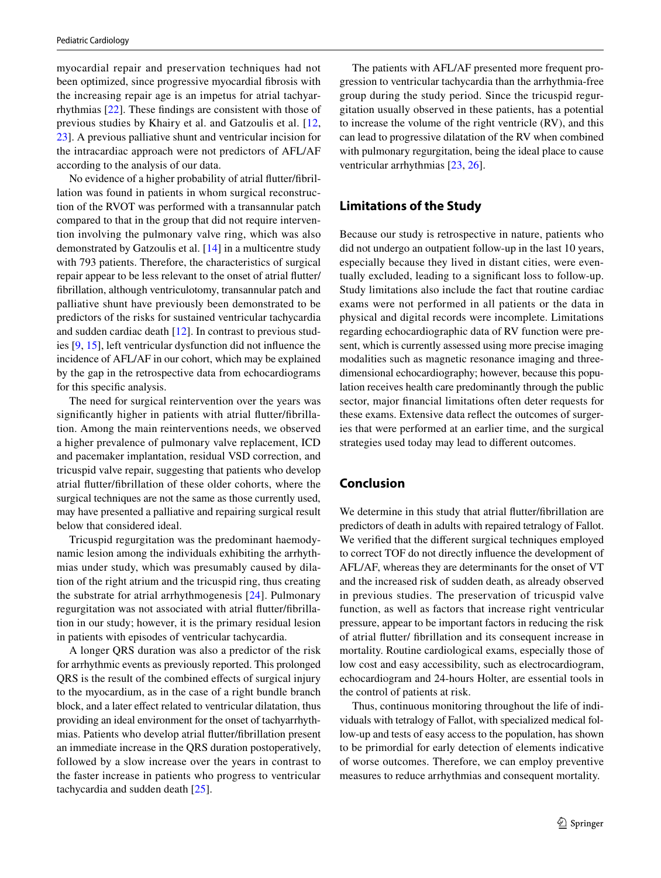myocardial repair and preservation techniques had not been optimized, since progressive myocardial fibrosis with the increasing repair age is an impetus for atrial tachyarrhythmias [22]. These findings are consistent with those of previous studies by Khairy et al. and Gatzoulis et al. [12, 23]. A previous palliative shunt and ventricular incision for the intracardiac approach were not predictors of AFL/AF according to the analysis of our data.

No evidence of a higher probability of atrial flutter/fibrillation was found in patients in whom surgical reconstruction of the RVOT was performed with a transannular patch compared to that in the group that did not require intervention involving the pulmonary valve ring, which was also demonstrated by Gatzoulis et al. [14] in a multicentre study with 793 patients. Therefore, the characteristics of surgical repair appear to be less relevant to the onset of atrial flutter/fibrillation, although ventriculotomy, transannular patch and palliative shunt have previously been demonstrated to be predictors of the risks for sustained ventricular tachycardia and sudden cardiac death [12]. In contrast to previous studies [9, 15], left ventricular dysfunction did not influence the incidence of AFL/AF in our cohort, which may be explained by the gap in the retrospective data from echocardiograms for this specific analysis.

The need for surgical reintervention over the years was significantly higher in patients with atrial flutter/fibrillation. Among the main reinterventions needs, we observed a higher prevalence of pulmonary valve replacement, ICD and pacemaker implantation, residual VSD correction, and tricuspid valve repair, suggesting that patients who develop atrial flutter/fibrillation of these older cohorts, where the surgical techniques are not the same as those currently used, may have presented a palliative and repairing surgical result below that considered ideal.

Tricuspid regurgitation was the predominant haemodynamic lesion among the individuals exhibiting the arrhythmias under study, which was presumably caused by dilation of the right atrium and the tricuspid ring, thus creating the substrate for atrial arrhythmogenesis [24]. Pulmonary regurgitation was not associated with atrial flutter/fibrillation in our study; however, it is the primary residual lesion in patients with episodes of ventricular tachycardia.

A longer QRS duration was also a predictor of the risk for arrhythmic events as previously reported. This prolonged QRS is the result of the combined effects of surgical injury to the myocardium, as in the case of a right bundle branch block, and a later effect related to ventricular dilatation, thus providing an ideal environment for the onset of tachyarrhythmias. Patients who develop atrial flutter/fibrillation present an immediate increase in the QRS duration postoperatively, followed by a slow increase over the years in contrast to the faster increase in patients who progress to ventricular tachycardia and sudden death [25].

The patients with AFL/AF presented more frequent progression to ventricular tachycardia than the arrhythmia-free group during the study period. Since the tricuspid regurgitation usually observed in these patients, has a potential to increase the volume of the right ventricle (RV), and this can lead to progressive dilatation of the RV when combined with pulmonary regurgitation, being the ideal place to cause ventricular arrhythmias [23, 26].

## Limitations of the Study

Because our study is retrospective in nature, patients who did not undergo an outpatient follow-up in the last 10 years, especially because they lived in distant cities, were eventually excluded, leading to a significant loss to follow-up. Study limitations also include the fact that routine cardiac exams were not performed in all patients or the data in physical and digital records were incomplete. Limitations regarding echocardiographic data of RV function were present, which is currently assessed using more precise imaging modalities such as magnetic resonance imaging and three-dimensional echocardiography; however, because this population receives health care predominantly through the public sector, major financial limitations often deter requests for these exams. Extensive data reflect the outcomes of surgeries that were performed at an earlier time, and the surgical strategies used today may lead to different outcomes.

## Conclusion

We determine in this study that atrial flutter/fibrillation are predictors of death in adults with repaired tetralogy of Fallot. We verified that the different surgical techniques employed to correct TOF do not directly influence the development of AFL/AF, whereas they are determinants for the onset of VT and the increased risk of sudden death, as already observed in previous studies. The preservation of tricuspid valve function, as well as factors that increase right ventricular pressure, appear to be important factors in reducing the risk of atrial flutter/ fibrillation and its consequent increase in mortality. Routine cardiological exams, especially those of low cost and easy accessibility, such as electrocardiogram, echocardiogram and 24-hours Holter, are essential tools in the control of patients at risk.

Thus, continuous monitoring throughout the life of individuals with tetralogy of Fallot, with specialized medical follow-up and tests of easy access to the population, has shown to be primordial for early detection of elements indicative of worse outcomes. Therefore, we can employ preventive measures to reduce arrhythmias and consequent mortality.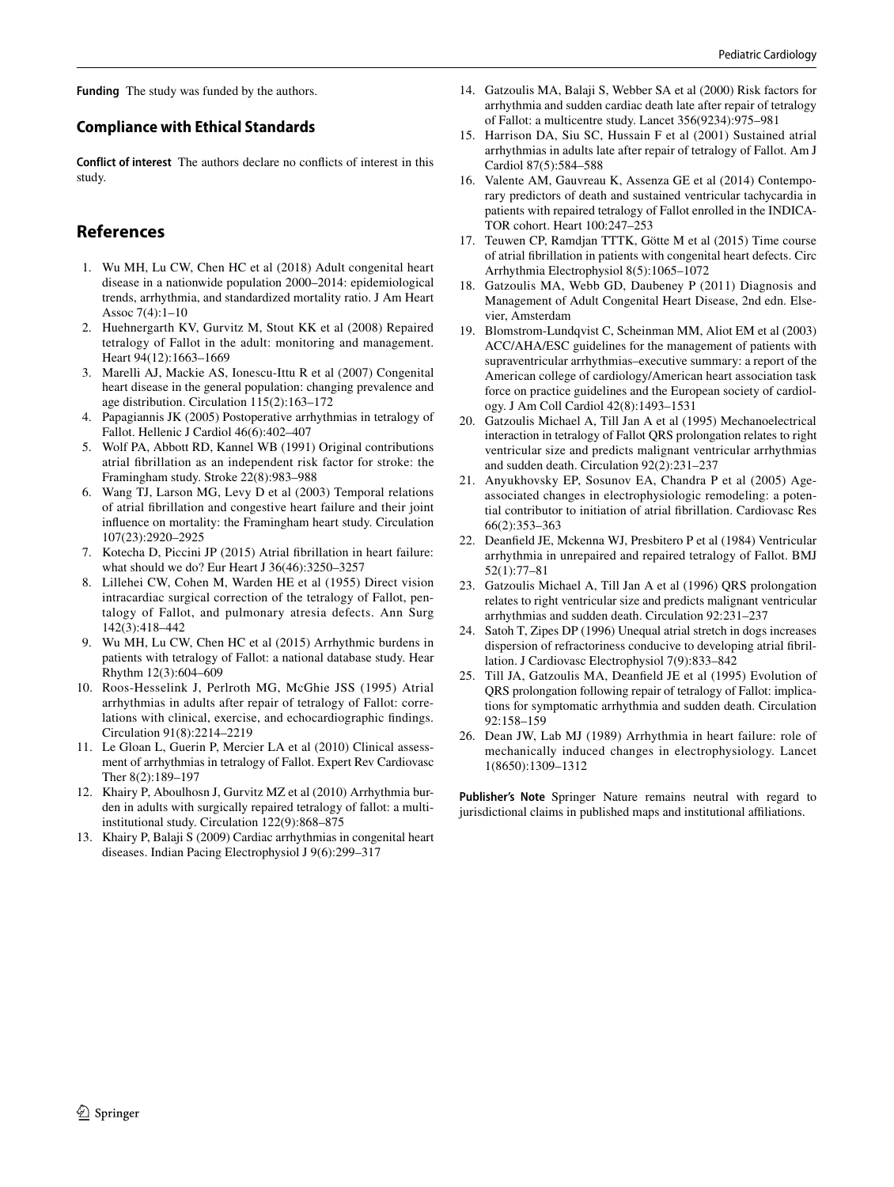**Funding** The study was funded by the authors.

## Compliance with Ethical Standards

**Conflict of interest** The authors declare no conflicts of interest in this study.

## References

1. Wu MH, Lu CW, Chen HC et al (2018) Adult congenital heart disease in a nationwide population 2000–2014: epidemiological trends, arrhythmia, and standardized mortality ratio. J Am Heart Assoc 7(4):1–10
2. Huehnergarth KV, Gurvitz M, Stout KK et al (2008) Repaired tetralogy of Fallot in the adult: monitoring and management. Heart 94(12):1663–1669
3. Marelli AJ, Mackie AS, Ionescu-Ittu R et al (2007) Congenital heart disease in the general population: changing prevalence and age distribution. Circulation 115(2):163–172
4. Papagiannis JK (2005) Postoperative arrhythmias in tetralogy of Fallot. Hellenic J Cardiol 46(6):402–407
5. Wolf PA, Abbott RD, Kannel WB (1991) Original contributions atrial fibrillation as an independent risk factor for stroke: the Framingham study. Stroke 22(8):983–988
6. Wang TJ, Larson MG, Levy D et al (2003) Temporal relations of atrial fibrillation and congestive heart failure and their joint influence on mortality: the Framingham heart study. Circulation 107(23):2920–2925
7. Kotecha D, Piccini JP (2015) Atrial fibrillation in heart failure: what should we do? Eur Heart J 36(46):3250–3257
8. Lillehei CW, Cohen M, Warden HE et al (1955) Direct vision intracardiac surgical correction of the tetralogy of Fallot, pentalogy of Fallot, and pulmonary atresia defects. Ann Surg 142(3):418–442
9. Wu MH, Lu CW, Chen HC et al (2015) Arrhythmic burdens in patients with tetralogy of Fallot: a national database study. Hear Rhythm 12(3):604–609
10. Roos-Hesselink J, Perlroth MG, McGhie JSS (1995) Atrial arrhythmias in adults after repair of tetralogy of Fallot: correlations with clinical, exercise, and echocardiographic findings. Circulation 91(8):2214–2219
11. Le Gloan L, Guerin P, Mercier LA et al (2010) Clinical assessment of arrhythmias in tetralogy of Fallot. Expert Rev Cardiovasc Ther 8(2):189–197
12. Khairy P, Aboulhosn J, Gurvitz MZ et al (2010) Arrhythmia burden in adults with surgically repaired tetralogy of fallot: a multi-institutional study. Circulation 122(9):868–875
13. Khairy P, Balaji S (2009) Cardiac arrhythmias in congenital heart diseases. Indian Pacing Electrophysiol J 9(6):299–317
14. Gatzoulis MA, Balaji S, Webber SA et al (2000) Risk factors for arrhythmia and sudden cardiac death late after repair of tetralogy of Fallot: a multicentre study. Lancet 356(9234):975–981
15. Harrison DA, Siu SC, Hussain F et al (2001) Sustained atrial arrhythmias in adults late after repair of tetralogy of Fallot. Am J Cardiol 87(5):584–588
16. Valente AM, Gauvreau K, Assenza GE et al (2014) Contemporary predictors of death and sustained ventricular tachycardia in patients with repaired tetralogy of Fallot enrolled in the INDICATOR cohort. Heart 100:247–253
17. Teuwen CP, Ramdjan TTTK, Götte M et al (2015) Time course of atrial fibrillation in patients with congenital heart defects. Circ Arrhythmia Electrophysiol 8(5):1065–1072
18. Gatzoulis MA, Webb GD, Daubeney P (2011) Diagnosis and Management of Adult Congenital Heart Disease, 2nd edn. Elsevier, Amsterdam
19. Blomstrom-Lundqvist C, Scheinman MM, Aliot EM et al (2003) ACC/AHA/ESC guidelines for the management of patients with supraventricular arrhythmias–executive summary: a report of the American college of cardiology/American heart association task force on practice guidelines and the European society of cardiology. J Am Coll Cardiol 42(8):1493–1531
20. Gatzoulis Michael A, Till Jan A et al (1995) Mechanoelectrical interaction in tetralogy of Fallot QRS prolongation relates to right ventricular size and predicts malignant ventricular arrhythmias and sudden death. Circulation 92(2):231–237
21. Anyukhovsky EP, Sosunov EA, Chandra P et al (2005) Age-associated changes in electrophysiologic remodeling: a potential contributor to initiation of atrial fibrillation. Cardiovasc Res 66(2):353–363
22. Deanfield JE, Mckenna WJ, Presbitero P et al (1984) Ventricular arrhythmia in unrepaired and repaired tetralogy of Fallot. BMJ 52(1):77–81
23. Gatzoulis Michael A, Till Jan A et al (1996) QRS prolongation relates to right ventricular size and predicts malignant ventricular arrhythmias and sudden death. Circulation 92:231–237
24. Satoh T, Zipes DP (1996) Unequal atrial stretch in dogs increases dispersion of refractoriness conducive to developing atrial fibrillation. J Cardiovasc Electrophysiol 7(9):833–842
25. Till JA, Gatzoulis MA, Deanfield JE et al (1995) Evolution of QRS prolongation following repair of tetralogy of Fallot: implications for symptomatic arrhythmia and sudden death. Circulation 92:158–159
26. Dean JW, Lab MJ (1989) Arrhythmia in heart failure: role of mechanically induced changes in electrophysiology. Lancet 1(8650):1309–1312

**Publisher's Note** Springer Nature remains neutral with regard to jurisdictional claims in published maps and institutional affiliations.